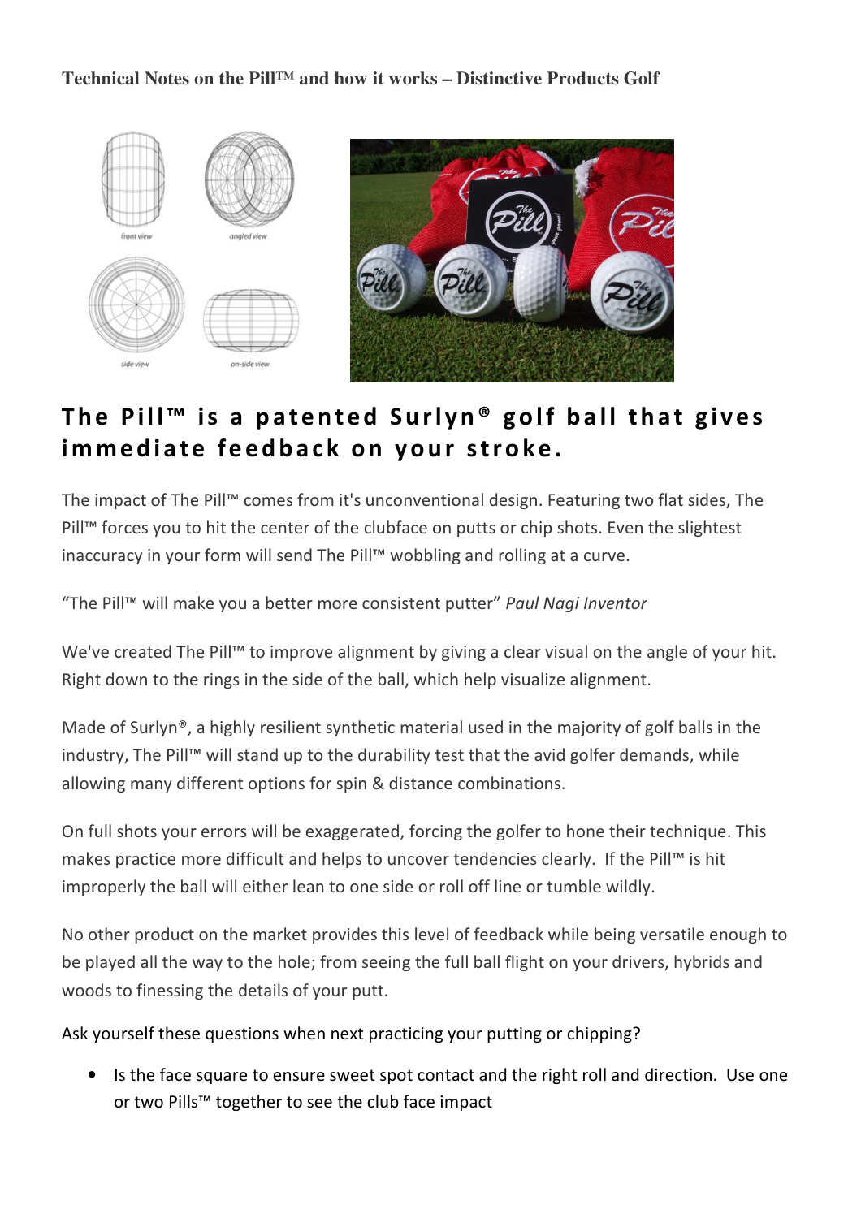**Technical Notes on the Pill™ and how it works – Distinctive Products Golf**

# The Pill™ is a patented Surlyn® golf ball that gives immediate feedback on your stroke.

The impact of The Pill™ comes from it's unconventional design. Featuring two flat sides, The Pill™ forces you to hit the center of the clubface on putts or chip shots. Even the slightest inaccuracy in your form will send The Pill™ wobbling and rolling at a curve.

"The Pill™ will make you a better more consistent putter" *Paul Nagi Inventor*

We've created The Pill™ to improve alignment by giving a clear visual on the angle of your hit. Right down to the rings in the side of the ball, which help visualize alignment.

Made of Surlyn®, a highly resilient synthetic material used in the majority of golf balls in the industry, The Pill™ will stand up to the durability test that the avid golfer demands, while allowing many different options for spin & distance combinations.

On full shots your errors will be exaggerated, forcing the golfer to hone their technique. This makes practice more difficult and helps to uncover tendencies clearly. If the Pill™ is hit improperly the ball will either lean to one side or roll off line or tumble wildly.

No other product on the market provides this level of feedback while being versatile enough to be played all the way to the hole; from seeing the full ball flight on your drivers, hybrids and woods to finessing the details of your putt.

Ask yourself these questions when next practicing your putting or chipping?

- Is the face square to ensure sweet spot contact and the right roll and direction. Use one or two Pills™ together to see the club face impact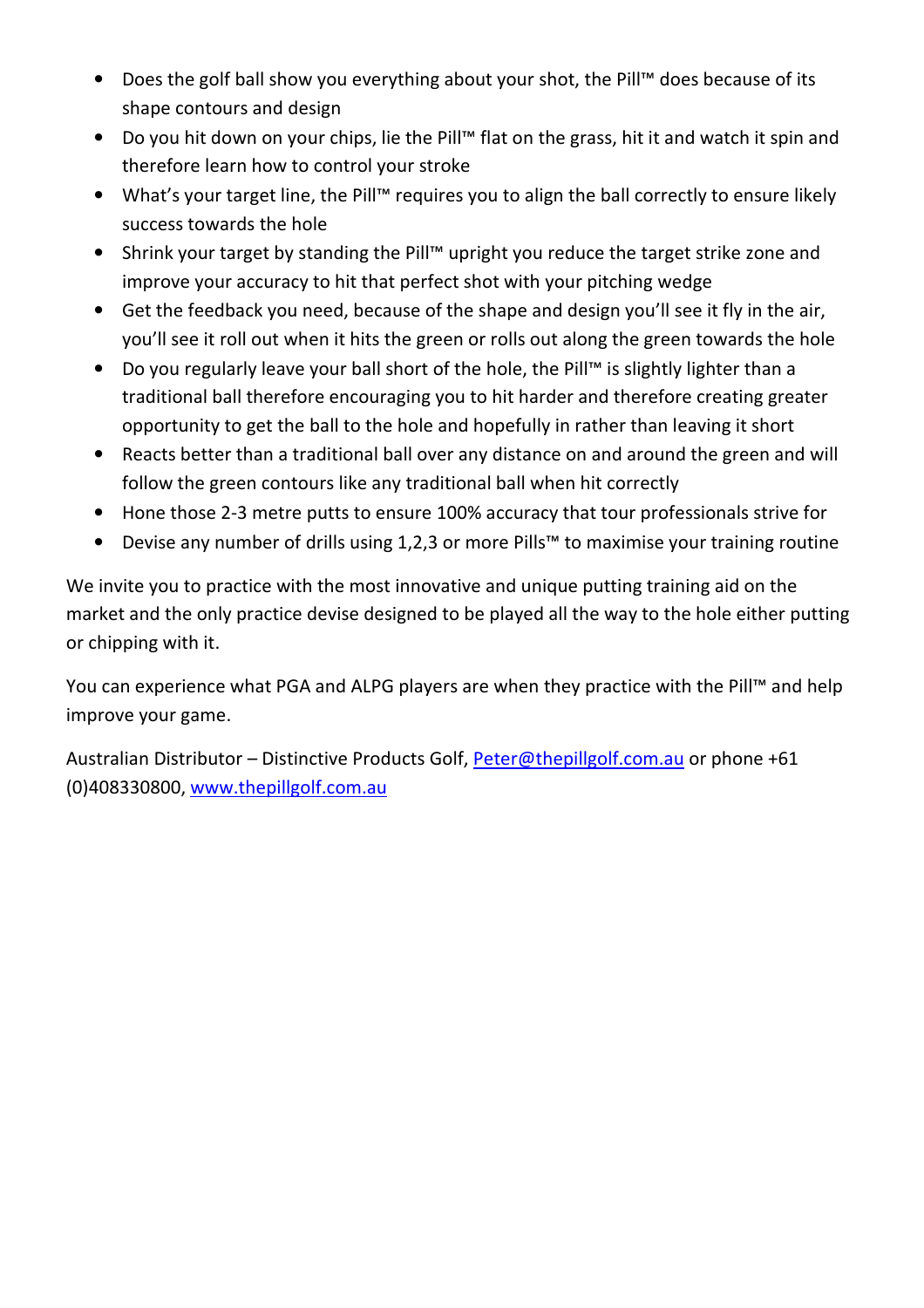- Does the golf ball show you everything about your shot, the Pill™ does because of its shape contours and design
- Do you hit down on your chips, lie the Pill™ flat on the grass, hit it and watch it spin and therefore learn how to control your stroke
- What's your target line, the Pill™ requires you to align the ball correctly to ensure likely success towards the hole
- Shrink your target by standing the Pill™ upright you reduce the target strike zone and improve your accuracy to hit that perfect shot with your pitching wedge
- Get the feedback you need, because of the shape and design you'll see it fly in the air, you'll see it roll out when it hits the green or rolls out along the green towards the hole
- Do you regularly leave your ball short of the hole, the Pill™ is slightly lighter than a traditional ball therefore encouraging you to hit harder and therefore creating greater opportunity to get the ball to the hole and hopefully in rather than leaving it short
- Reacts better than a traditional ball over any distance on and around the green and will follow the green contours like any traditional ball when hit correctly
- Hone those 2-3 metre putts to ensure 100% accuracy that tour professionals strive for
- Devise any number of drills using 1,2,3 or more Pills™ to maximise your training routine

We invite you to practice with the most innovative and unique putting training aid on the market and the only practice devise designed to be played all the way to the hole either putting or chipping with it.

You can experience what PGA and ALPG players are when they practice with the Pill™ and help improve your game.

Australian Distributor – Distinctive Products Golf, [Peter@thepillgolf.com.au](mailto:Peter@thepillgolf.com.au) or phone +61 (0)408330800, [www.thepillgolf.com.au](http://www.thepillgolf.com.au)